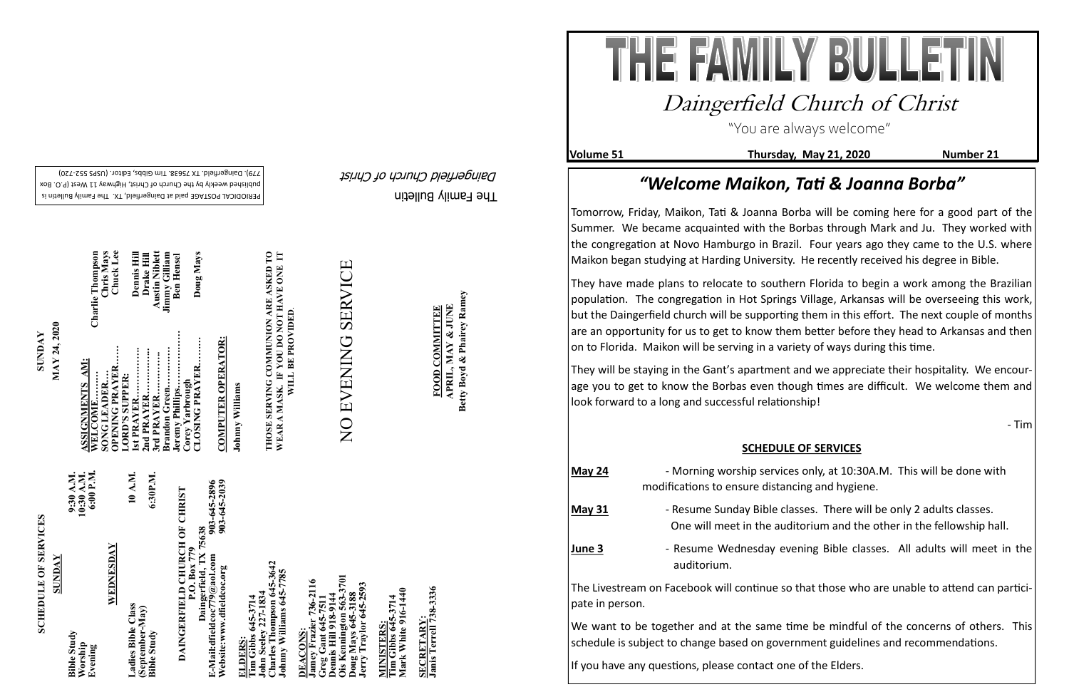# THE FAMILY BULLETIN

## Daingerfield Church of Christ

"You are always welcome"

**Volume 51** **Thursday, May 21, 2020** **Number 21**

## *"Welcome Maikon, Tati & Joanna Borba"*

Tomorrow, Friday, Maikon, Tati & Joanna Borba will be coming here for a good part of the Summer. We became acquainted with the Borbas through Mark and Ju. They worked with the congregation at Novo Hamburgo in Brazil. Four years ago they came to the U.S. where Maikon began studying at Harding University. He recently received his degree in Bible.

They have made plans to relocate to southern Florida to begin a work among the Brazilian population. The congregation in Hot Springs Village, Arkansas will be overseeing this work, but the Daingerfield church will be supporting them in this effort. The next couple of months are an opportunity for us to get to know them better before they head to Arkansas and then on to Florida. Maikon will be serving in a variety of ways during this time.

They will be staying in the Gant's apartment and we appreciate their hospitality. We encourage you to get to know the Borbas even though times are difficult. We welcome them and look forward to a long and successful relationship!

- Tim

### SCHEDULE OF SERVICES

**May 24** - Morning worship services only, at 10:30A.M. This will be done with modifications to ensure distancing and hygiene.

**May 31** - Resume Sunday Bible classes. There will be only 2 adults classes. One will meet in the auditorium and the other in the fellowship hall.

**June 3** - Resume Wednesday evening Bible classes. All adults will meet in the auditorium.

The Livestream on Facebook will continue so that those who are unable to attend can participate in person.

We want to be together and at the same time be mindful of the concerns of others. This schedule is subject to change based on government guidelines and recommendations.

If you have any questions, please contact one of the Elders.

---

**SCHEDULE OF SERVICES**

**SUNDAY**

| | |
|---|---|
| Bible Study | 9:30 A.M. |
| Worship | 10:30 A.M. |
| Evening | 6:00 P.M. |

**WEDNESDAY**

| | |
|---|---|
| Ladies Bible Class (September-May) | 10 A.M. |
| Bible Study | 6:30P.M. |

**DAINGERFIELD CHURCH OF CHRIST**
P.O. Box 779
Daingerfield, TX 75638
E-Mail:dfieldcoc779@aol.com 903-645-2896
Website:www.dfieldcoc.org 903-645-2039

**ELDERS:**
Tim Gibbs 645-3714
John Seeley 227-1834
Charles Thompson 645-3642
Johnny Williams 645-7785

**DEACONS:**
Jamey Frazier 736-2116
Greg Gant 645-7511
Dennis Hill 918-9144
Ois Kennington 563-3701
Doug Mays 645-3188
Jerry Traylor 645-2593

**MINISTERS:**
Tim Gibbs 645-3714
Mark White 916-1440

**SECRETARY:**
Janis Terrell 738-3336

**SUNDAY**
**MAY 24, 2020**

**ASSIGNMENTS AM:**
WELCOME……… Charlie Thompson
SONG LEADER…. Chris Mays
OPENING PRAYER…… Chuck Lee
LORD'S SUPPER:
1st PRAYER…………… Dennis Hill
2nd PRAYER…………. Drake Hill
3rd PRAYER…………. Austin Niblett
Brandon Green………… Jimmy Gilliam
Jeremy Phillips……………… Ben Hensel
Corey Yarbrough
CLOSING PRAYER……… Doug Mays

**COMPUTER OPERATOR:**
Johnny Williams

**THOSE SERVING COMMUNION ARE ASKED TO WEAR A MASK. IF YOU DO NOT HAVE ONE IT WILL BE PROVIDED.**

NO EVENING SERVICE

**FOOD COMMITTEE**
**APRIL, MAY & JUNE**
**Betty Boyd & Phairey Ramey**

The Family Bulletin
*Daingerfield Church of Christ*

PERIODICAL POSTAGE paid at Daingerfield, TX. The Family Bulletin is published weekly by the Church of Christ, Highway 11 West (P.O. Box 779), Daingerfield, TX 75638. Tim Gibbs, Editor. (USPS 552-720)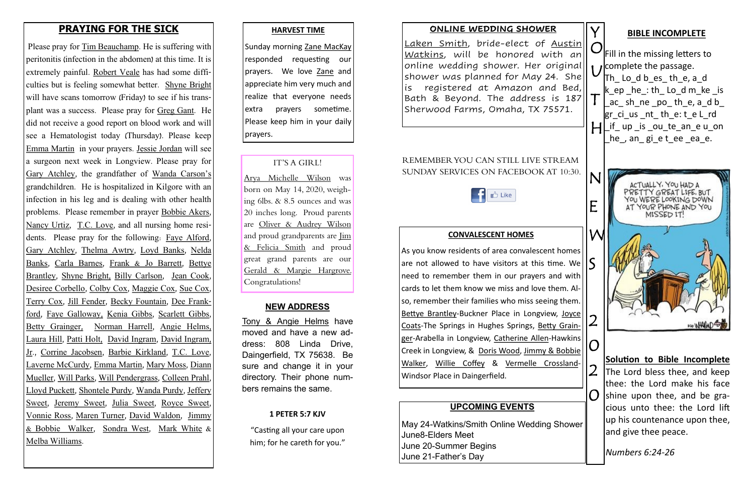## PRAYING FOR THE SICK

Please pray for Tim Beauchamp. He is suffering with peritonitis (infection in the abdomen) at this time. It is extremely painful. Robert Veale has had some difficulties but is feeling somewhat better. Shyne Bright will have scans tomorrow (Friday) to see if his transplant was a success. Please pray for Greg Gant. He did not receive a good report on blood work and will see a Hematologist today (Thursday). Please keep Emma Martin in your prayers. Jessie Jordan will see a surgeon next week in Longview. Please pray for Gary Atchley, the grandfather of Wanda Carson's grandchildren. He is hospitalized in Kilgore with an infection in his leg and is dealing with other health problems. Please remember in prayer Bobbie Akers, Nancy Urtiz, T.C. Love, and all nursing home residents. Please pray for the following: Faye Alford, Gary Atchley, Thelma Awtry, Loyd Banks, Nelda Banks, Carla Barnes, Frank & Jo Barrett, Bettye Brantley, Shyne Bright, Billy Carlson, Jean Cook, Desiree Corbello, Colby Cox, Maggie Cox, Sue Cox, Terry Cox, Jill Fender, Becky Fountain, Dee Frankford, Faye Galloway, Kenia Gibbs, Scarlett Gibbs, Betty Grainger, Norman Harrell, Angie Helms, Laura Hill, Patti Holt, David Ingram, David Ingram, Jr., Corrine Jacobsen, Barbie Kirkland, T.C. Love, Laverne McCurdy, Emma Martin, Mary Moss, Diann Mueller, Will Parks, Will Pendergrass, Colleen Prahl, Lloyd Puckett, Shontele Purdy, Wanda Purdy, Jeffery Sweet, Jeremy Sweet, Julia Sweet, Royce Sweet, Vonnie Ross, Maren Turner, David Waldon, Jimmy & Bobbie Walker, Sondra West, Mark White & Melba Williams.

## HARVEST TIME

Sunday morning Zane MacKay responded requesting our prayers. We love Zane and appreciate him very much and realize that everyone needs extra prayers sometime. Please keep him in your daily prayers.

## IT'S A GIRL!

Arya Michelle Wilson was born on May 14, 2020, weighing 6lbs. & 8.5 ounces and was 20 inches long. Proud parents are Oliver & Audrey Wilson and proud grandparents are Jim & Felicia Smith and proud great grand parents are our Gerald & Margie Hargrove. Congratulations!

## NEW ADDRESS

Tony & Angie Helms have moved and have a new address: 808 Linda Drive, Daingerfield, TX 75638. Be sure and change it in your directory. Their phone numbers remains the same.

### 1 PETER 5:7 KJV

"Casting all your care upon him; for he careth for you."

## ONLINE WEDDING SHOWER

Laken Smith, bride-elect of Austin Watkins, will be honored with an online wedding shower. Her original shower was planned for May 24. She is registered at Amazon and Bed, Bath & Beyond. The address is 187 Sherwood Farms, Omaha, TX 75571.

REMEMBER YOU CAN STILL LIVE STREAM SUNDAY SERVICES ON FACEBOOK AT 10:30.

## CONVALESCENT HOMES

As you know residents of area convalescent homes are not allowed to have visitors at this time. We need to remember them in our prayers and with cards to let them know we miss and love them. Also, remember their families who miss seeing them. Bettye Brantley-Buckner Place in Longview, Joyce Coats-The Springs in Hughes Springs, Betty Grainger-Arabella in Longview, Catherine Allen-Hawkins Creek in Longview, & Doris Wood, Jimmy & Bobbie Walker, Willie Coffey & Vermelle Crossland-Windsor Place in Daingerfield.

## UPCOMING EVENTS

May 24-Watkins/Smith Online Wedding Shower
June8-Elders Meet
June 20-Summer Begins
June 21-Father's Day

YOUTH NEWS 2020

## BIBLE INCOMPLETE

Fill in the missing letters to complete the passage.

Th_ Lo_d b_es_ th_e, a_d k_ep _he_: th_ Lo_d m_ke _is _ac_ sh_ne _po_ th_e, a_d b_ gr_ci_us _nt_ th_e: t_e L_rd _if_ up _is _ou_te_an_e u_on _he_, an_ gi_e t_ee _ea_e.

ACTUALLY, YOU HAD A PRETTY GREAT LIFE, BUT YOU WERE LOOKING DOWN AT YOUR PHONE AND YOU MISSED IT!

**Solution to Bible Incomplete**

The Lord bless thee, and keep thee: the Lord make his face shine upon thee, and be gracious unto thee: the Lord lift up his countenance upon thee, and give thee peace.

*Numbers 6:24-26*